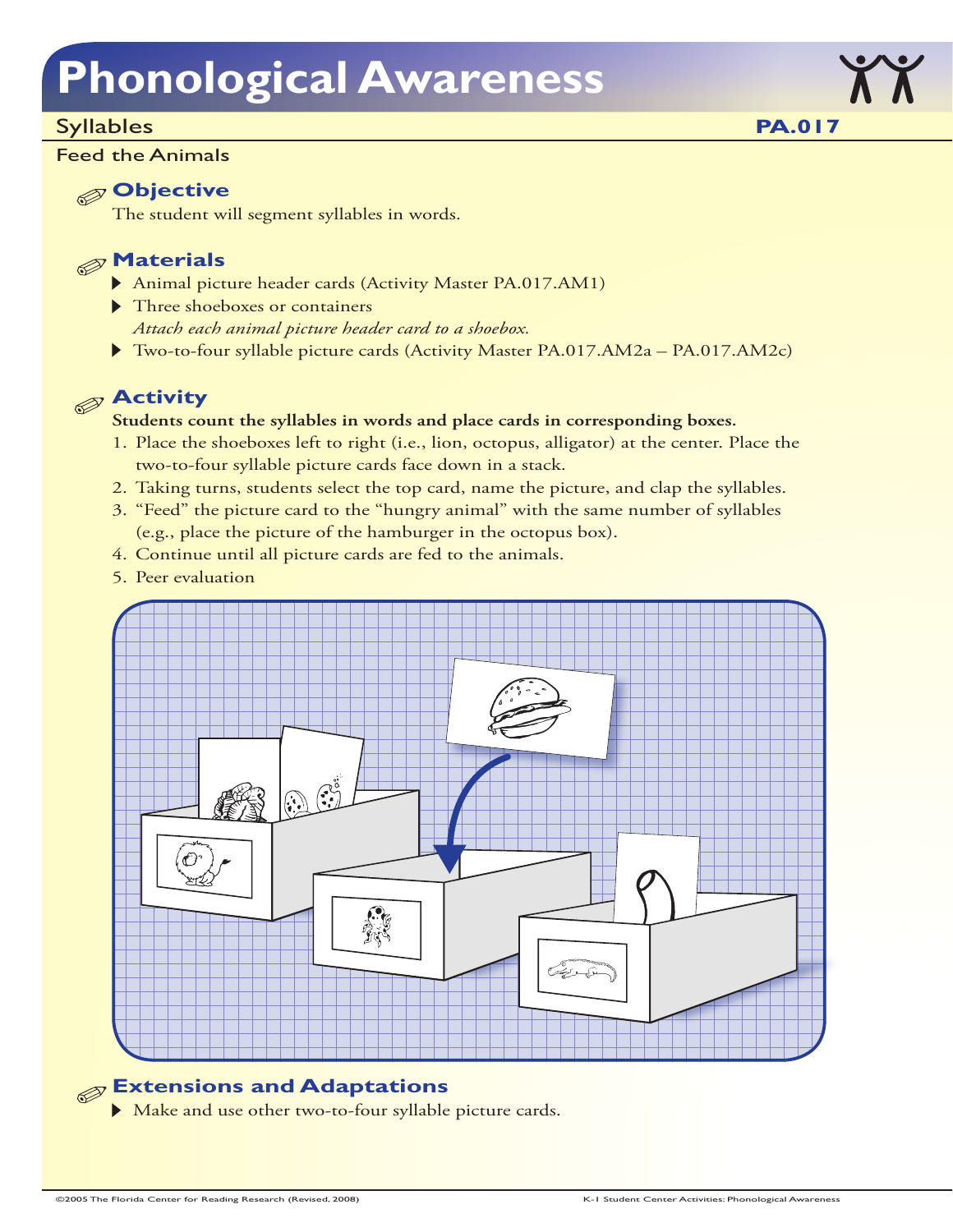# Phonological Awareness

## Syllables

**PA.017**

### Feed the Animals

## Objective

The student will segment syllables in words.

## Materials

- Animal picture header cards (Activity Master PA.017.AM1)
- Three shoeboxes or containers
  *Attach each animal picture header card to a shoebox.*
- Two-to-four syllable picture cards (Activity Master PA.017.AM2a – PA.017.AM2c)

## Activity

**Students count the syllables in words and place cards in corresponding boxes.**

1. Place the shoeboxes left to right (i.e., lion, octopus, alligator) at the center. Place the two-to-four syllable picture cards face down in a stack.
2. Taking turns, students select the top card, name the picture, and clap the syllables.
3. "Feed" the picture card to the "hungry animal" with the same number of syllables (e.g., place the picture of the hamburger in the octopus box).
4. Continue until all picture cards are fed to the animals.
5. Peer evaluation

## Extensions and Adaptations

- Make and use other two-to-four syllable picture cards.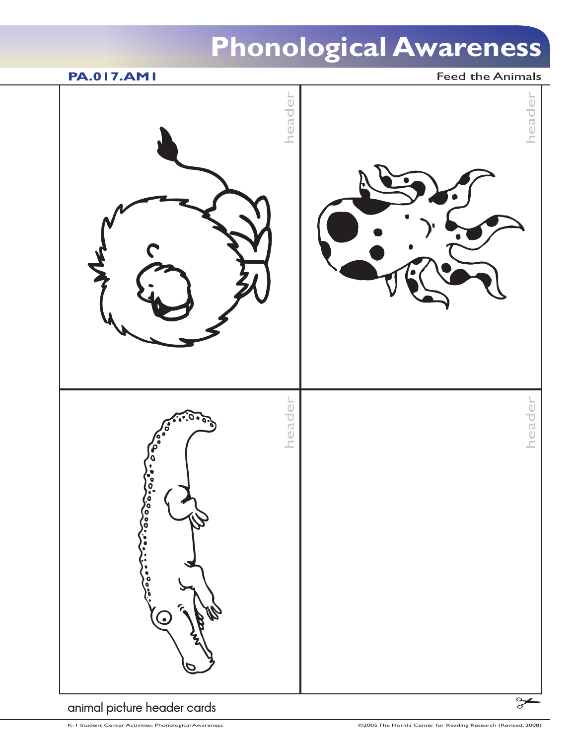# Phonological Awareness

**PA.017.AM1**

Feed the Animals

header

header

header

header

animal picture header cards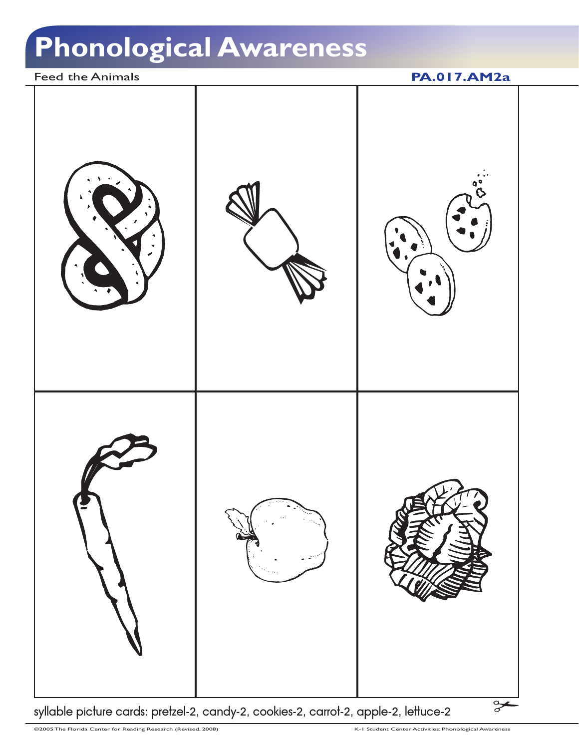# Phonological Awareness

Feed the Animals

**PA.017.AM2a**

syllable picture cards: pretzel-2, candy-2, cookies-2, carrot-2, apple-2, lettuce-2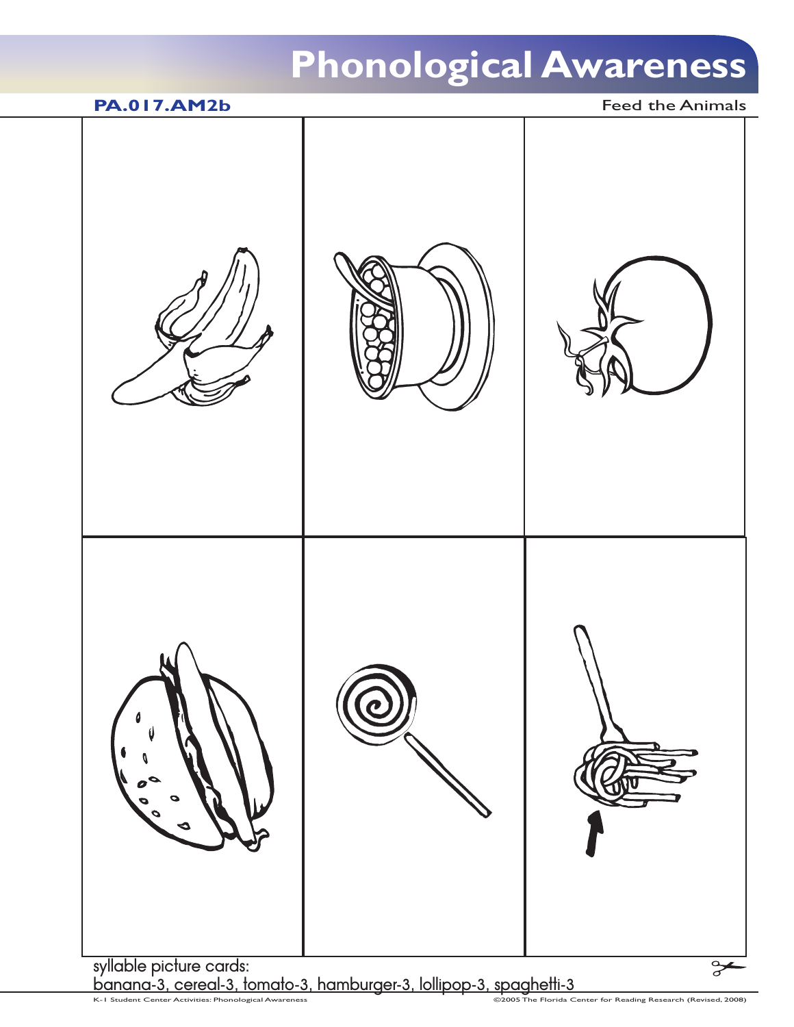# Phonological Awareness

**PA.017.AM2b**

Feed the Animals

syllable picture cards:
banana-3, cereal-3, tomato-3, hamburger-3, lollipop-3, spaghetti-3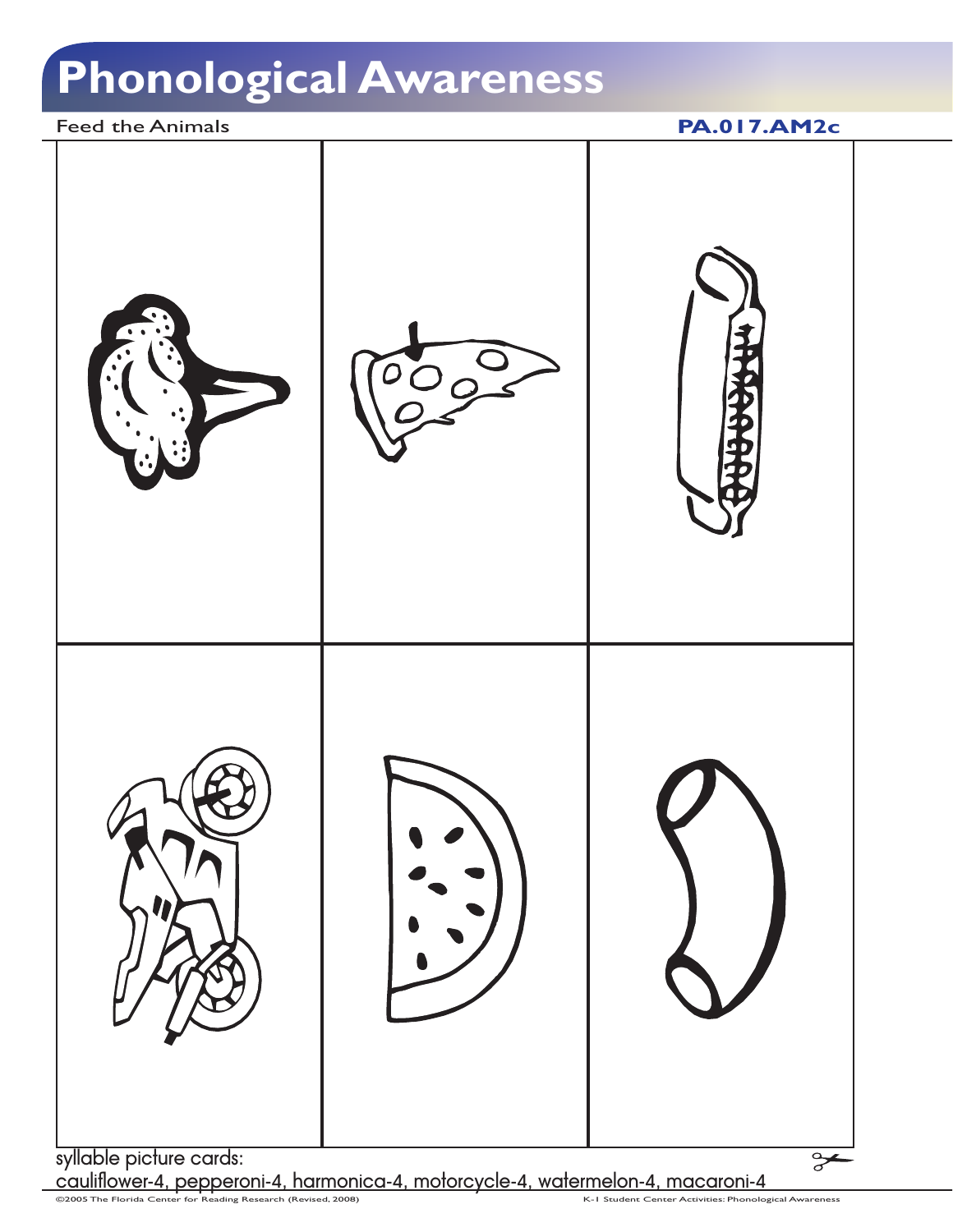# Phonological Awareness

Feed the Animals **PA.017.AM2c**

syllable picture cards:
cauliflower-4, pepperoni-4, harmonica-4, motorcycle-4, watermelon-4, macaroni-4

©2005 The Florida Center for Reading Research (Revised, 2008)